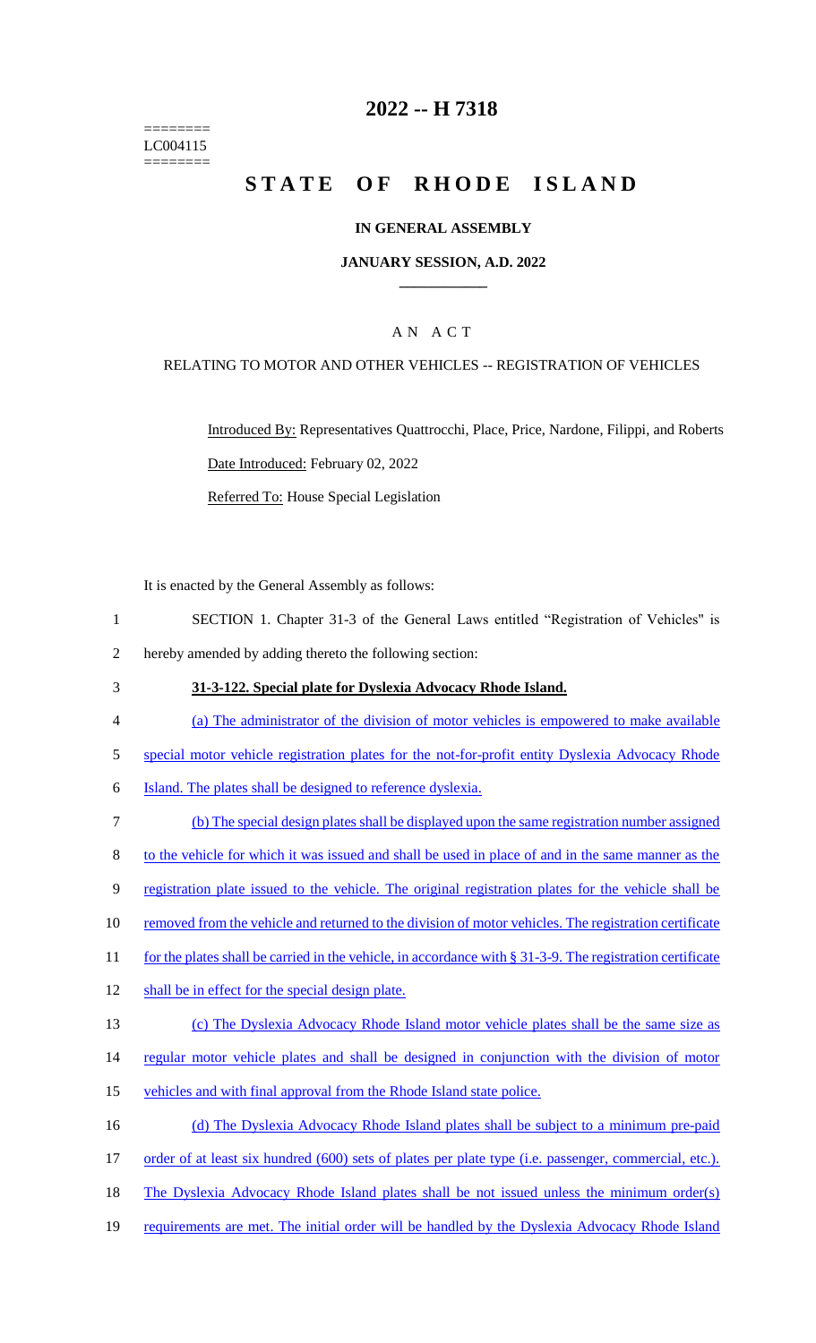========
LC004115
========

# 2022 -- H 7318

# STATE OF RHODE ISLAND

## IN GENERAL ASSEMBLY

### JANUARY SESSION, A.D. 2022

### A N A C T

RELATING TO MOTOR AND OTHER VEHICLES -- REGISTRATION OF VEHICLES

Introduced By: Representatives Quattrocchi, Place, Price, Nardone, Filippi, and Roberts

Date Introduced: February 02, 2022

Referred To: House Special Legislation

It is enacted by the General Assembly as follows:

1 SECTION 1. Chapter 31-3 of the General Laws entitled "Registration of Vehicles" is
2 hereby amended by adding thereto the following section:

3 **31-3-122. Special plate for Dyslexia Advocacy Rhode Island.**

4 (a) The administrator of the division of motor vehicles is empowered to make available
5 special motor vehicle registration plates for the not-for-profit entity Dyslexia Advocacy Rhode
6 Island. The plates shall be designed to reference dyslexia.

7 (b) The special design plates shall be displayed upon the same registration number assigned
8 to the vehicle for which it was issued and shall be used in place of and in the same manner as the
9 registration plate issued to the vehicle. The original registration plates for the vehicle shall be
10 removed from the vehicle and returned to the division of motor vehicles. The registration certificate
11 for the plates shall be carried in the vehicle, in accordance with § 31-3-9. The registration certificate
12 shall be in effect for the special design plate.

13 (c) The Dyslexia Advocacy Rhode Island motor vehicle plates shall be the same size as
14 regular motor vehicle plates and shall be designed in conjunction with the division of motor
15 vehicles and with final approval from the Rhode Island state police.

16 (d) The Dyslexia Advocacy Rhode Island plates shall be subject to a minimum pre-paid
17 order of at least six hundred (600) sets of plates per plate type (i.e. passenger, commercial, etc.).
18 The Dyslexia Advocacy Rhode Island plates shall be not issued unless the minimum order(s)
19 requirements are met. The initial order will be handled by the Dyslexia Advocacy Rhode Island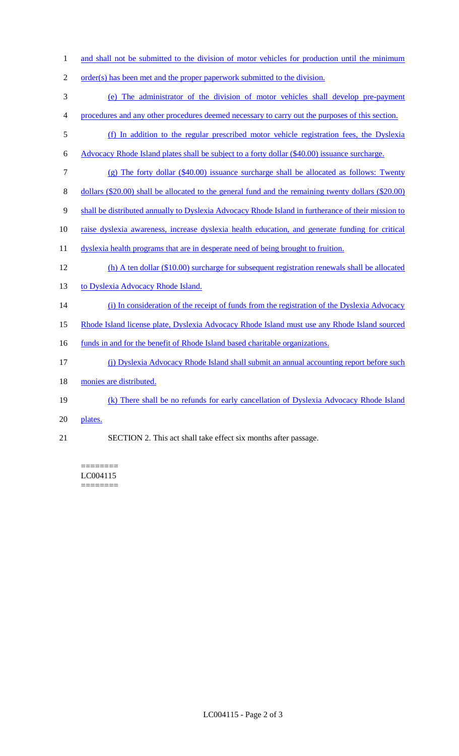and shall not be submitted to the division of motor vehicles for production until the minimum order(s) has been met and the proper paperwork submitted to the division.

(e) The administrator of the division of motor vehicles shall develop pre-payment procedures and any other procedures deemed necessary to carry out the purposes of this section.

(f) In addition to the regular prescribed motor vehicle registration fees, the Dyslexia Advocacy Rhode Island plates shall be subject to a forty dollar ($40.00) issuance surcharge.

(g) The forty dollar ($40.00) issuance surcharge shall be allocated as follows: Twenty dollars ($20.00) shall be allocated to the general fund and the remaining twenty dollars ($20.00) shall be distributed annually to Dyslexia Advocacy Rhode Island in furtherance of their mission to raise dyslexia awareness, increase dyslexia health education, and generate funding for critical dyslexia health programs that are in desperate need of being brought to fruition.

(h) A ten dollar ($10.00) surcharge for subsequent registration renewals shall be allocated to Dyslexia Advocacy Rhode Island.

(i) In consideration of the receipt of funds from the registration of the Dyslexia Advocacy Rhode Island license plate, Dyslexia Advocacy Rhode Island must use any Rhode Island sourced funds in and for the benefit of Rhode Island based charitable organizations.

(j) Dyslexia Advocacy Rhode Island shall submit an annual accounting report before such monies are distributed.

(k) There shall be no refunds for early cancellation of Dyslexia Advocacy Rhode Island plates.

SECTION 2. This act shall take effect six months after passage.

========
LC004115
========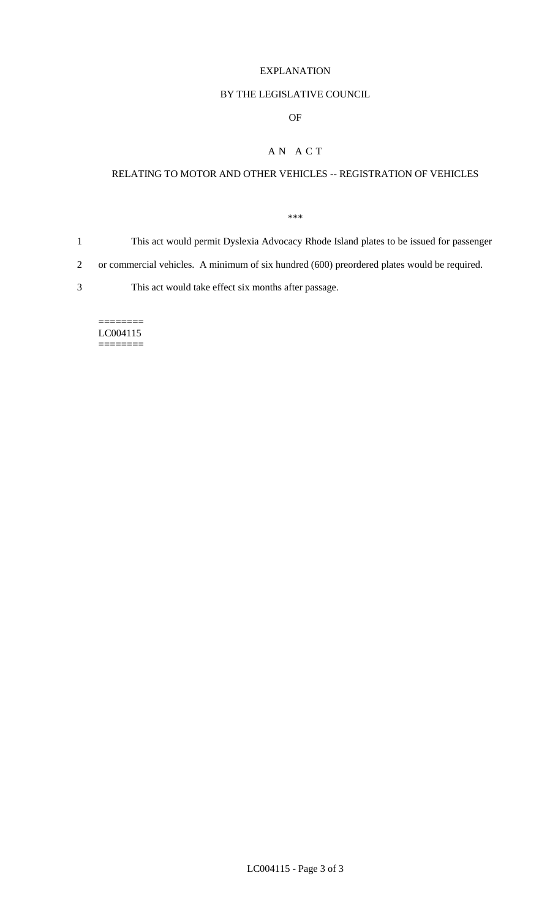EXPLANATION

BY THE LEGISLATIVE COUNCIL

OF

A N A C T

RELATING TO MOTOR AND OTHER VEHICLES -- REGISTRATION OF VEHICLES

\*\*\*

1 This act would permit Dyslexia Advocacy Rhode Island plates to be issued for passenger

2 or commercial vehicles. A minimum of six hundred (600) preordered plates would be required.

3 This act would take effect six months after passage.

========
LC004115
========